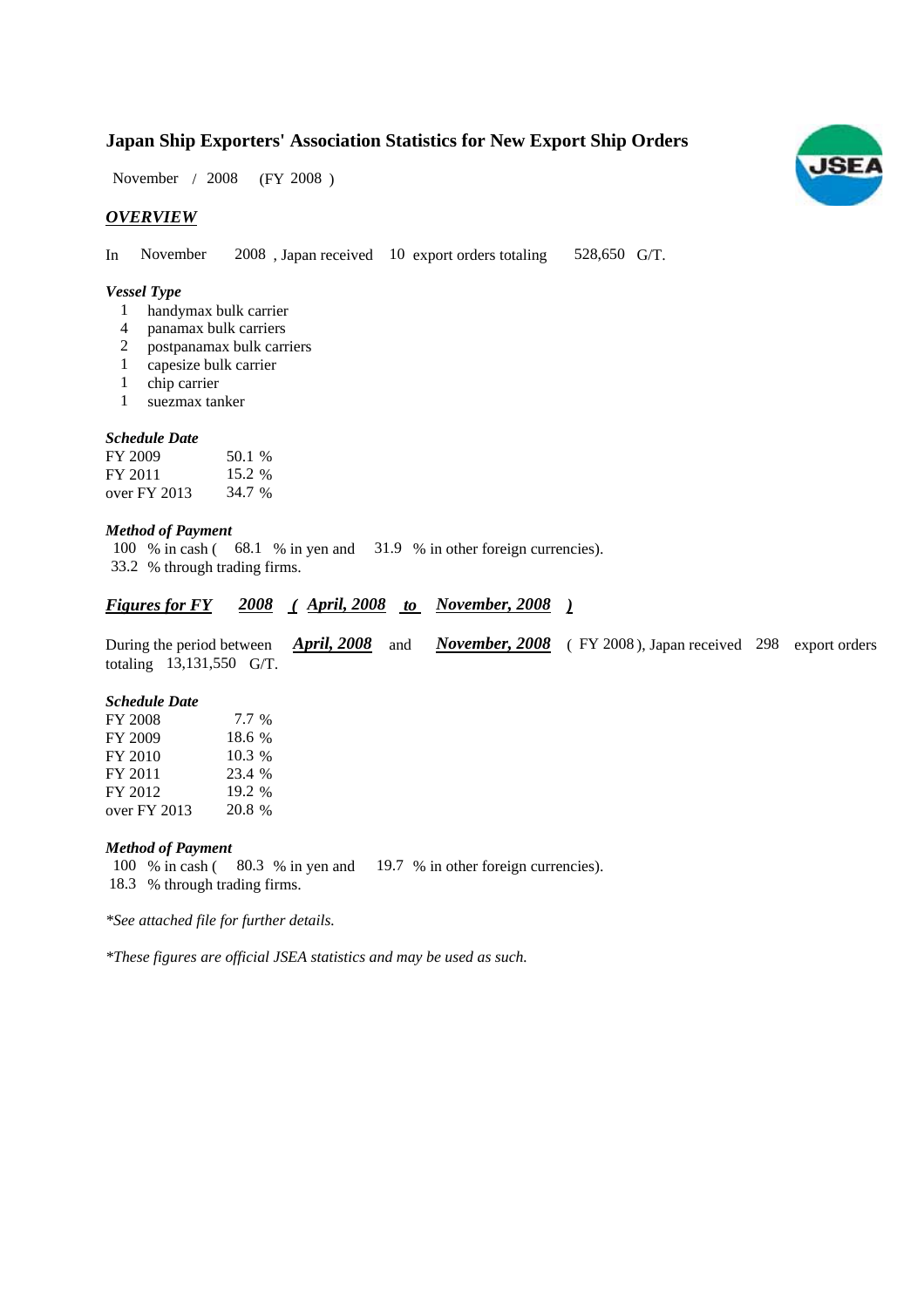# Japan Ship Exporters' Association Statistics for New Export Ship Orders

November / 2008 (FY 2008 )

## *OVERVIEW*

In November 2008 , Japan received 10 export orders totaling 528,650 G/T.

### *Vessel Type*

1 handymax bulk carrier
4 panamax bulk carriers
2 postpanamax bulk carriers
1 capesize bulk carrier
1 chip carrier
1 suezmax tanker

### *Schedule Date*

| | |
|---|---|
| FY 2009 | 50.1 % |
| FY 2011 | 15.2 % |
| over FY 2013 | 34.7 % |

### *Method of Payment*

100 % in cash ( 68.1 % in yen and 31.9 % in other foreign currencies).
33.2 % through trading firms.

## *Figures for FY 2008 ( April, 2008 to November, 2008 )*

During the period between *April, 2008* and *November, 2008* ( FY 2008 ), Japan received 298 export orders totaling 13,131,550 G/T.

### *Schedule Date*

| | |
|---|---|
| FY 2008 | 7.7 % |
| FY 2009 | 18.6 % |
| FY 2010 | 10.3 % |
| FY 2011 | 23.4 % |
| FY 2012 | 19.2 % |
| over FY 2013 | 20.8 % |

### *Method of Payment*

100 % in cash ( 80.3 % in yen and 19.7 % in other foreign currencies).
18.3 % through trading firms.

*\*See attached file for further details.*

*\*These figures are official JSEA statistics and may be used as such.*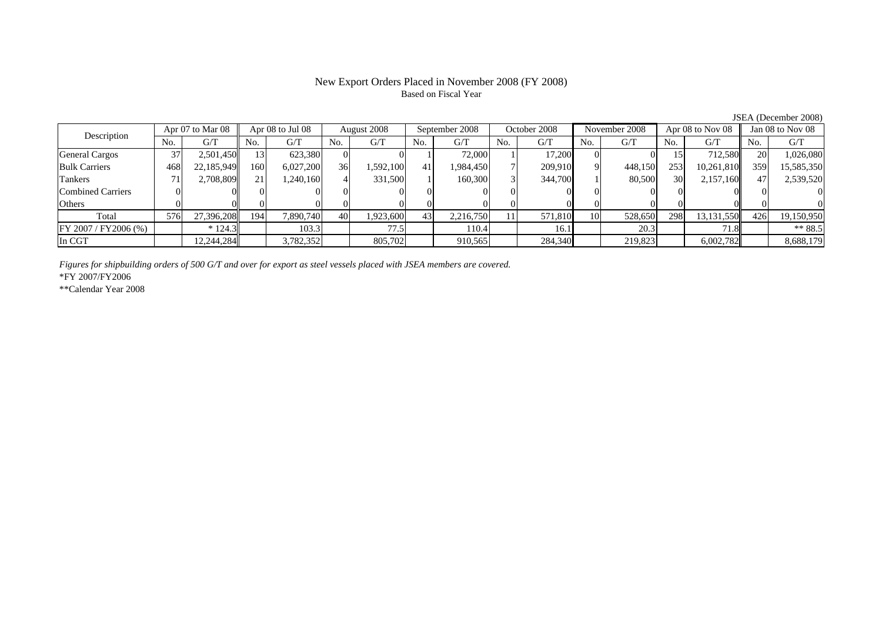# New Export Orders Placed in November 2008 (FY 2008)

Based on Fiscal Year

JSEA (December 2008)

| Description | Apr 07 to Mar 08 | | Apr 08 to Jul 08 | | August 2008 | | September 2008 | | October 2008 | | November 2008 | | Apr 08 to Nov 08 | | Jan 08 to Nov 08 | |
|---|---|---|---|---|---|---|---|---|---|---|---|---|---|---|---|---|
| | No. | G/T | No. | G/T | No. | G/T | No. | G/T | No. | G/T | No. | G/T | No. | G/T | No. | G/T |
| General Cargos | 37 | 2,501,450 | 13 | 623,380 | 0 | 0 | 1 | 72,000 | 1 | 17,200 | 0 | 0 | 15 | 712,580 | 20 | 1,026,080 |
| Bulk Carriers | 468 | 22,185,949 | 160 | 6,027,200 | 36 | 1,592,100 | 41 | 1,984,450 | 7 | 209,910 | 9 | 448,150 | 253 | 10,261,810 | 359 | 15,585,350 |
| Tankers | 71 | 2,708,809 | 21 | 1,240,160 | 4 | 331,500 | 1 | 160,300 | 3 | 344,700 | 1 | 80,500 | 30 | 2,157,160 | 47 | 2,539,520 |
| Combined Carriers | 0 | 0 | 0 | 0 | 0 | 0 | 0 | 0 | 0 | 0 | 0 | 0 | 0 | 0 | 0 | 0 |
| Others | 0 | 0 | 0 | 0 | 0 | 0 | 0 | 0 | 0 | 0 | 0 | 0 | 0 | 0 | 0 | 0 |
| Total | 576 | 27,396,208 | 194 | 7,890,740 | 40 | 1,923,600 | 43 | 2,216,750 | 11 | 571,810 | 10 | 528,650 | 298 | 13,131,550 | 426 | 19,150,950 |
| FY 2007 / FY2006 (%) | | * 124.3 | | 103.3 | | 77.5 | | 110.4 | | 16.1 | | 20.3 | | 71.8 | | ** 88.5 |
| In CGT | | 12,244,284 | | 3,782,352 | | 805,702 | | 910,565 | | 284,340 | | 219,823 | | 6,002,782 | | 8,688,179 |

*Figures for shipbuilding orders of 500 G/T and over for export as steel vessels placed with JSEA members are covered.*

*FY 2007/FY2006

**Calendar Year 2008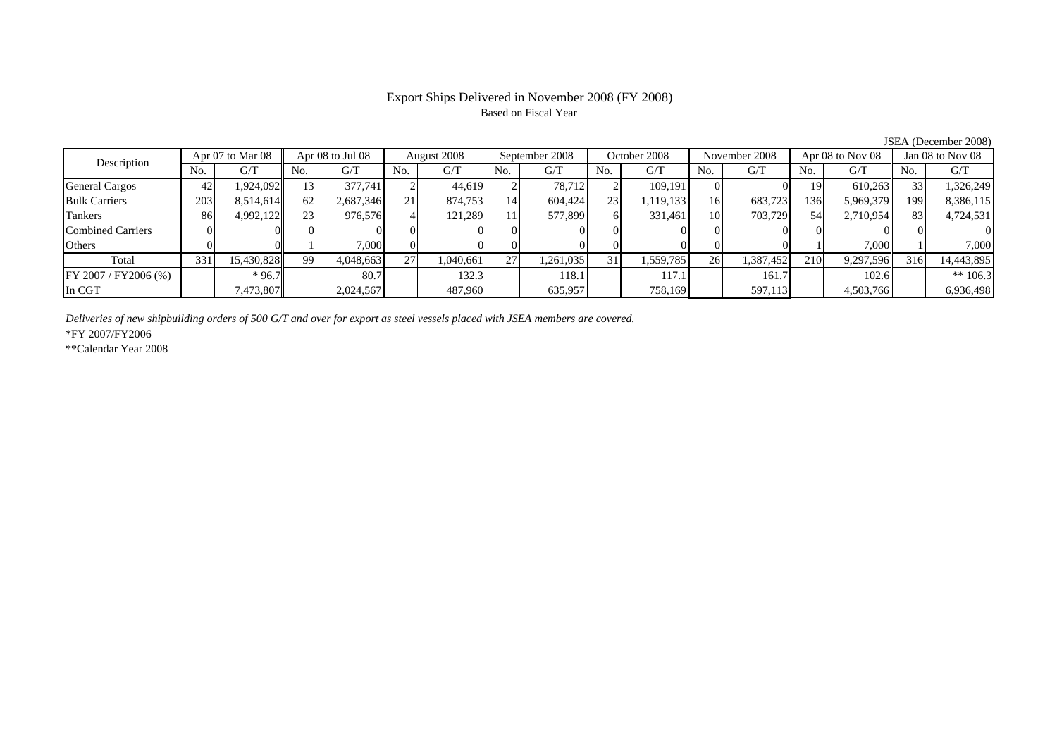# Export Ships Delivered in November 2008 (FY 2008)

Based on Fiscal Year

JSEA (December 2008)

| Description | Apr 07 to Mar 08 | | Apr 08 to Jul 08 | | August 2008 | | September 2008 | | October 2008 | | November 2008 | | Apr 08 to Nov 08 | | Jan 08 to Nov 08 | |
|---|---|---|---|---|---|---|---|---|---|---|---|---|---|---|---|---|
| | No. | G/T | No. | G/T | No. | G/T | No. | G/T | No. | G/T | No. | G/T | No. | G/T | No. | G/T |
| General Cargos | 42 | 1,924,092 | 13 | 377,741 | 2 | 44,619 | 2 | 78,712 | 2 | 109,191 | 0 | 0 | 19 | 610,263 | 33 | 1,326,249 |
| Bulk Carriers | 203 | 8,514,614 | 62 | 2,687,346 | 21 | 874,753 | 14 | 604,424 | 23 | 1,119,133 | 16 | 683,723 | 136 | 5,969,379 | 199 | 8,386,115 |
| Tankers | 86 | 4,992,122 | 23 | 976,576 | 4 | 121,289 | 11 | 577,899 | 6 | 331,461 | 10 | 703,729 | 54 | 2,710,954 | 83 | 4,724,531 |
| Combined Carriers | 0 | 0 | 0 | 0 | 0 | 0 | 0 | 0 | 0 | 0 | 0 | 0 | 0 | 0 | 0 | 0 |
| Others | 0 | 0 | 1 | 7,000 | 0 | 0 | 0 | 0 | 0 | 0 | 0 | 0 | 1 | 7,000 | 1 | 7,000 |
| Total | 331 | 15,430,828 | 99 | 4,048,663 | 27 | 1,040,661 | 27 | 1,261,035 | 31 | 1,559,785 | 26 | 1,387,452 | 210 | 9,297,596 | 316 | 14,443,895 |
| FY 2007 / FY2006 (%) | | * 96.7 | | 80.7 | | 132.3 | | 118.1 | | 117.1 | | 161.7 | | 102.6 | | ** 106.3 |
| In CGT | | 7,473,807 | | 2,024,567 | | 487,960 | | 635,957 | | 758,169 | | 597,113 | | 4,503,766 | | 6,936,498 |

*Deliveries of new shipbuilding orders of 500 G/T and over for export as steel vessels placed with JSEA members are covered.*

*FY 2007/FY2006

**Calendar Year 2008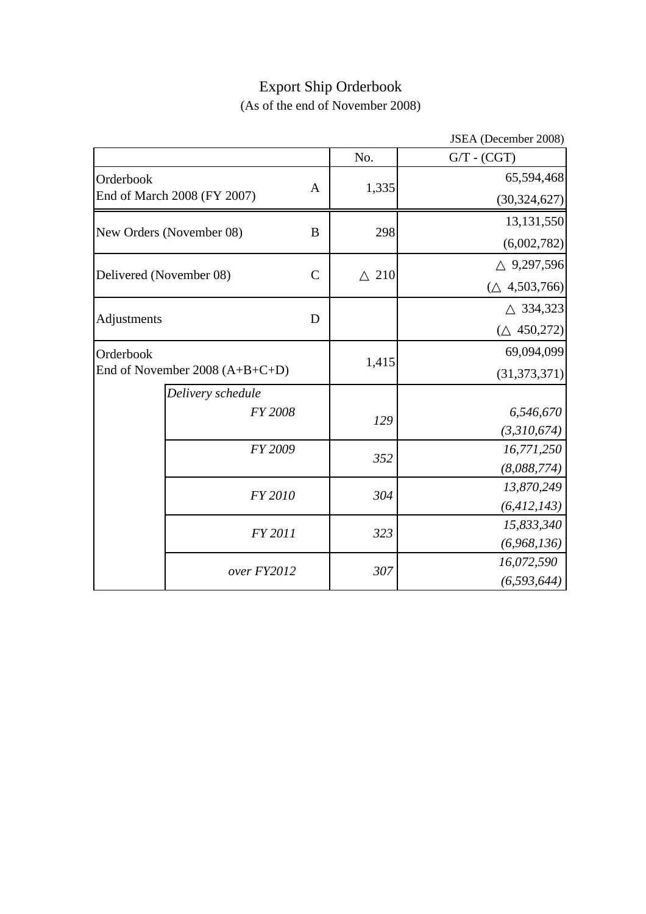# Export Ship Orderbook

(As of the end of November 2008)

JSEA (December 2008)

| | | | No. | G/T - (CGT) |
|---|---|---|---|---|
| Orderbook<br>End of March 2008 (FY 2007) | | A | 1,335 | 65,594,468<br>(30,324,627) |
| New Orders (November 08) | | B | 298 | 13,131,550<br>(6,002,782) |
| Delivered (November 08) | | C | △ 210 | △ 9,297,596<br>(△ 4,503,766) |
| Adjustments | | D | | △ 334,323<br>(△ 450,272) |
| Orderbook<br>End of November 2008 (A+B+C+D) | | | 1,415 | 69,094,099<br>(31,373,371) |
| | *Delivery schedule* | | | |
| | *FY 2008* | | *129* | *6,546,670*<br>*(3,310,674)* |
| | *FY 2009* | | *352* | *16,771,250*<br>*(8,088,774)* |
| | *FY 2010* | | *304* | *13,870,249*<br>*(6,412,143)* |
| | *FY 2011* | | *323* | *15,833,340*<br>*(6,968,136)* |
| | *over FY2012* | | *307* | *16,072,590*<br>*(6,593,644)* |